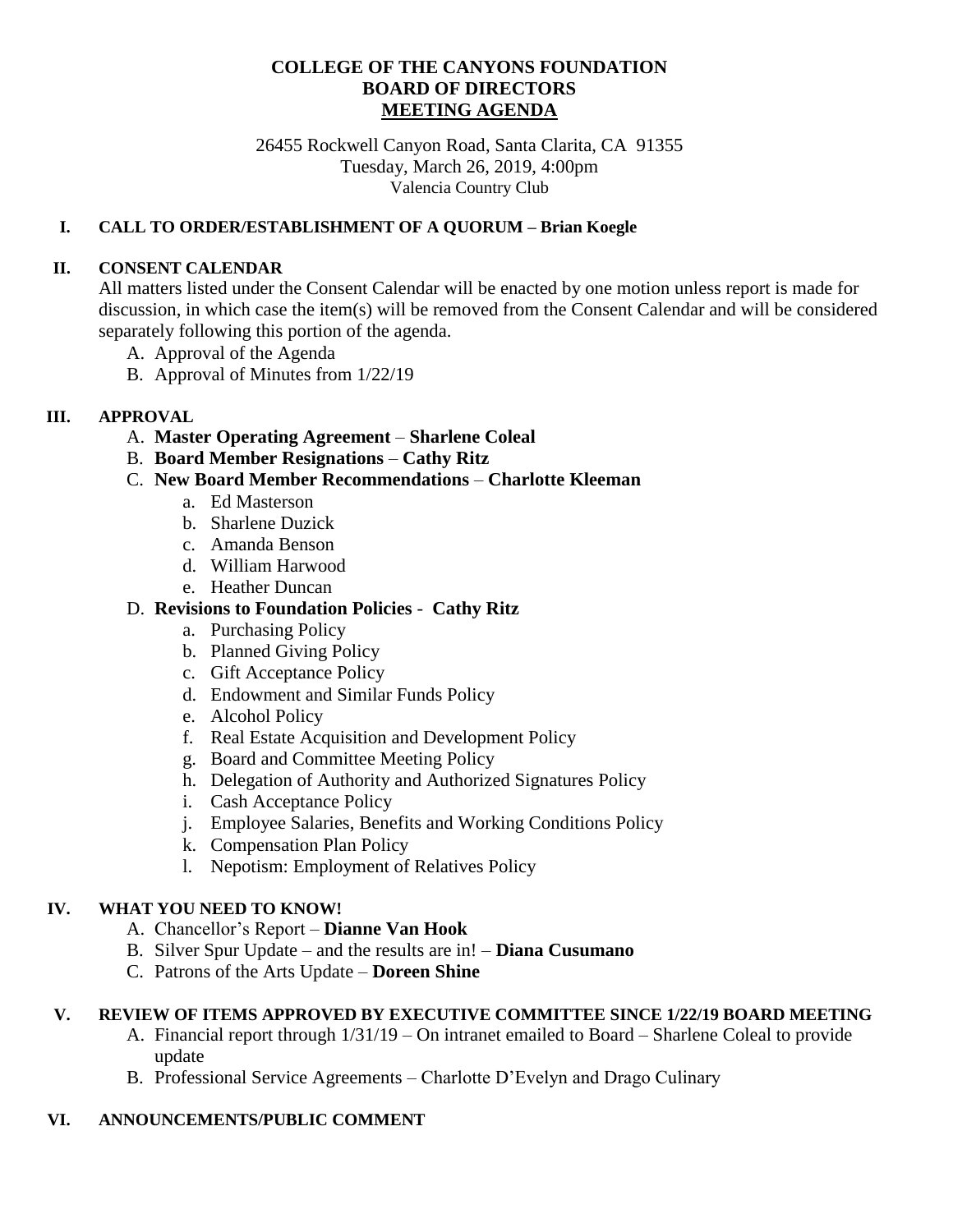# COLLEGE OF THE CANYONS FOUNDATION
# BOARD OF DIRECTORS
# MEETING AGENDA

26455 Rockwell Canyon Road, Santa Clarita, CA 91355
Tuesday, March 26, 2019, 4:00pm
Valencia Country Club

## I. CALL TO ORDER/ESTABLISHMENT OF A QUORUM – Brian Koegle

## II. CONSENT CALENDAR

All matters listed under the Consent Calendar will be enacted by one motion unless report is made for discussion, in which case the item(s) will be removed from the Consent Calendar and will be considered separately following this portion of the agenda.

A. Approval of the Agenda
B. Approval of Minutes from 1/22/19

## III. APPROVAL

A. **Master Operating Agreement** – **Sharlene Coleal**
B. **Board Member Resignations** – **Cathy Ritz**
C. **New Board Member Recommendations** – **Charlotte Kleeman**
   a. Ed Masterson
   b. Sharlene Duzick
   c. Amanda Benson
   d. William Harwood
   e. Heather Duncan
D. **Revisions to Foundation Policies - Cathy Ritz**
   a. Purchasing Policy
   b. Planned Giving Policy
   c. Gift Acceptance Policy
   d. Endowment and Similar Funds Policy
   e. Alcohol Policy
   f. Real Estate Acquisition and Development Policy
   g. Board and Committee Meeting Policy
   h. Delegation of Authority and Authorized Signatures Policy
   i. Cash Acceptance Policy
   j. Employee Salaries, Benefits and Working Conditions Policy
   k. Compensation Plan Policy
   l. Nepotism: Employment of Relatives Policy

## IV. WHAT YOU NEED TO KNOW!

A. Chancellor's Report – **Dianne Van Hook**
B. Silver Spur Update – and the results are in! – **Diana Cusumano**
C. Patrons of the Arts Update – **Doreen Shine**

## V. REVIEW OF ITEMS APPROVED BY EXECUTIVE COMMITTEE SINCE 1/22/19 BOARD MEETING

A. Financial report through 1/31/19 – On intranet emailed to Board – Sharlene Coleal to provide update
B. Professional Service Agreements – Charlotte D'Evelyn and Drago Culinary

## VI. ANNOUNCEMENTS/PUBLIC COMMENT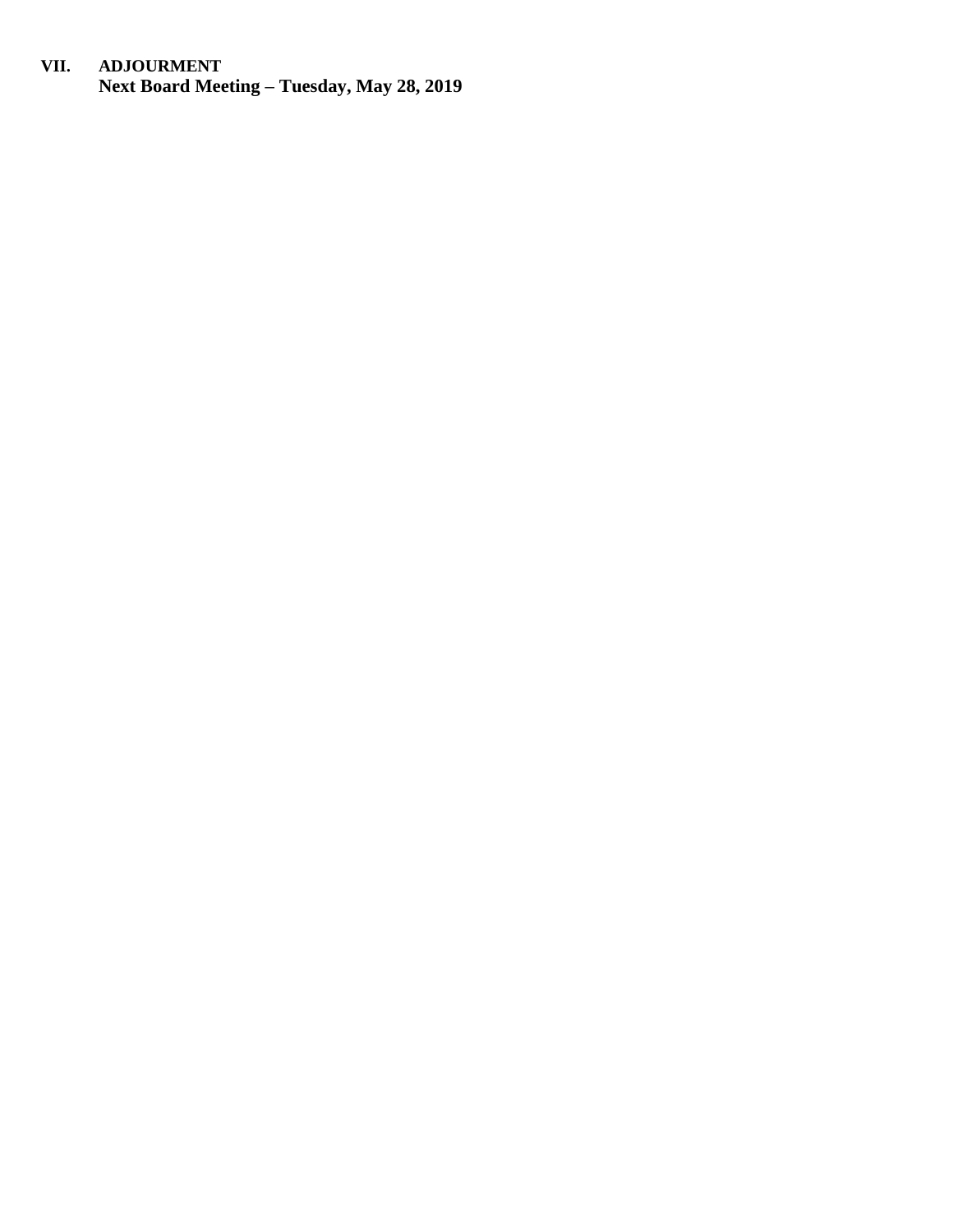**VII. ADJOURMENT**

**Next Board Meeting – Tuesday, May 28, 2019**